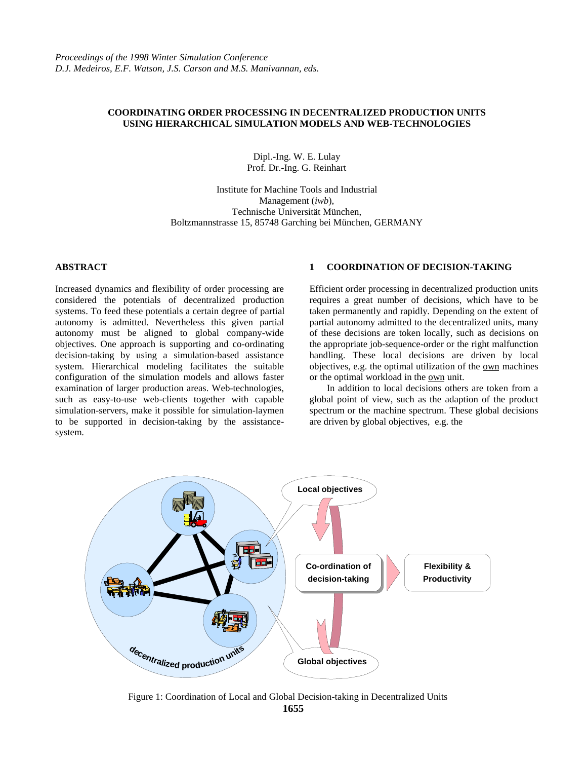*Proceedings of the 1998 Winter Simulation Conference*
*D.J. Medeiros, E.F. Watson, J.S. Carson and M.S. Manivannan, eds.*

# COORDINATING ORDER PROCESSING IN DECENTRALIZED PRODUCTION UNITS USING HIERARCHICAL SIMULATION MODELS AND WEB-TECHNOLOGIES

Dipl.-Ing. W. E. Lulay
Prof. Dr.-Ing. G. Reinhart

Institute for Machine Tools and Industrial Management (*iwb*),
Technische Universität München,
Boltzmannstrasse 15, 85748 Garching bei München, GERMANY

## ABSTRACT

Increased dynamics and flexibility of order processing are considered the potentials of decentralized production systems. To feed these potentials a certain degree of partial autonomy is admitted. Nevertheless this given partial autonomy must be aligned to global company-wide objectives. One approach is supporting and co-ordinating decision-taking by using a simulation-based assistance system. Hierarchical modeling facilitates the suitable configuration of the simulation models and allows faster examination of larger production areas. Web-technologies, such as easy-to-use web-clients together with capable simulation-servers, make it possible for simulation-laymen to be supported in decision-taking by the assistance-system.

## 1 COORDINATION OF DECISION-TAKING

Efficient order processing in decentralized production units requires a great number of decisions, which have to be taken permanently and rapidly. Depending on the extent of partial autonomy admitted to the decentralized units, many of these decisions are token locally, such as decisions on the appropriate job-sequence-order or the right malfunction handling. These local decisions are driven by local objectives, e.g. the optimal utilization of the own machines or the optimal workload in the own unit.

In addition to local decisions others are token from a global point of view, such as the adaption of the product spectrum or the machine spectrum. These global decisions are driven by global objectives, e.g. the

Figure 1: Coordination of Local and Global Decision-taking in Decentralized Units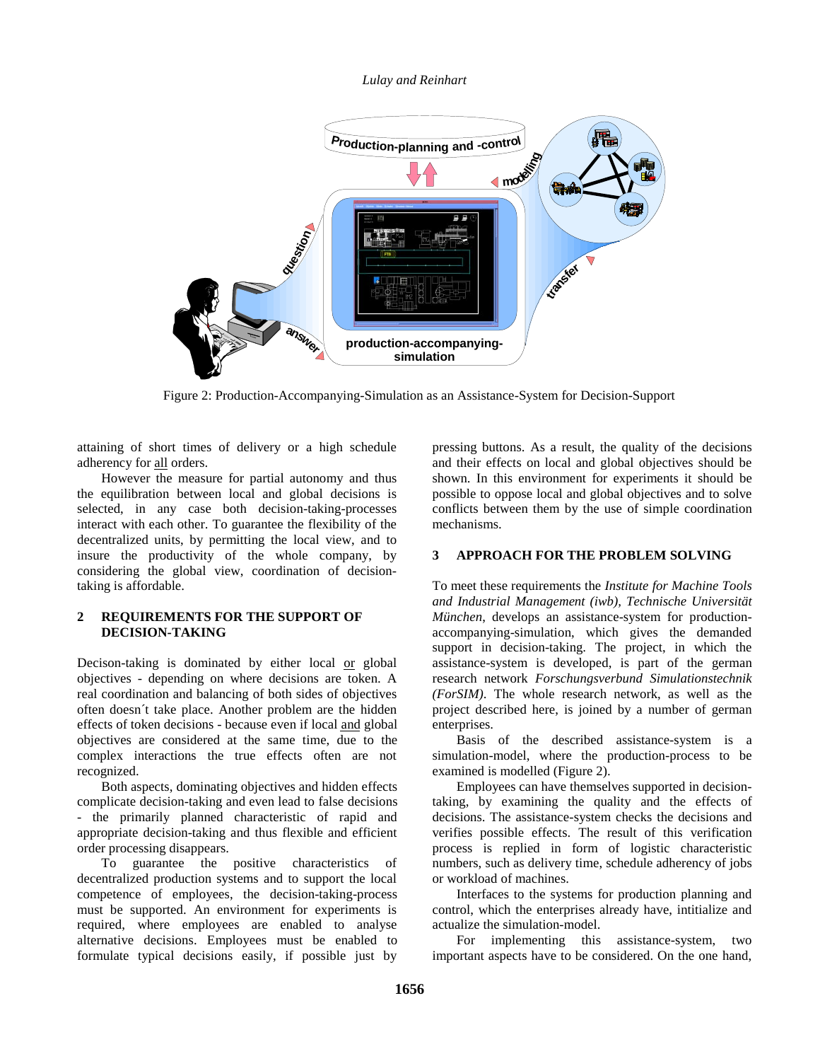Figure 2: Production-Accompanying-Simulation as an Assistance-System for Decision-Support

attaining of short times of delivery or a high schedule adherency for all orders.

However the measure for partial autonomy and thus the equilibration between local and global decisions is selected, in any case both decision-taking-processes interact with each other. To guarantee the flexibility of the decentralized units, by permitting the local view, and to insure the productivity of the whole company, by considering the global view, coordination of decision-taking is affordable.

## 2 REQUIREMENTS FOR THE SUPPORT OF DECISION-TAKING

Decison-taking is dominated by either local or global objectives - depending on where decisions are token. A real coordination and balancing of both sides of objectives often doesn´t take place. Another problem are the hidden effects of token decisions - because even if local and global objectives are considered at the same time, due to the complex interactions the true effects often are not recognized.

Both aspects, dominating objectives and hidden effects complicate decision-taking and even lead to false decisions - the primarily planned characteristic of rapid and appropriate decision-taking and thus flexible and efficient order processing disappears.

To guarantee the positive characteristics of decentralized production systems and to support the local competence of employees, the decision-taking-process must be supported. An environment for experiments is required, where employees are enabled to analyse alternative decisions. Employees must be enabled to formulate typical decisions easily, if possible just by pressing buttons. As a result, the quality of the decisions and their effects on local and global objectives should be shown. In this environment for experiments it should be possible to oppose local and global objectives and to solve conflicts between them by the use of simple coordination mechanisms.

## 3 APPROACH FOR THE PROBLEM SOLVING

To meet these requirements the *Institute for Machine Tools and Industrial Management (iwb), Technische Universität München*, develops an assistance-system for production-accompanying-simulation, which gives the demanded support in decision-taking. The project, in which the assistance-system is developed, is part of the german research network *Forschungsverbund Simulationstechnik (ForSIM)*. The whole research network, as well as the project described here, is joined by a number of german enterprises.

Basis of the described assistance-system is a simulation-model, where the production-process to be examined is modelled (Figure 2).

Employees can have themselves supported in decision-taking, by examining the quality and the effects of decisions. The assistance-system checks the decisions and verifies possible effects. The result of this verification process is replied in form of logistic characteristic numbers, such as delivery time, schedule adherency of jobs or workload of machines.

Interfaces to the systems for production planning and control, which the enterprises already have, intitialize and actualize the simulation-model.

For implementing this assistance-system, two important aspects have to be considered. On the one hand,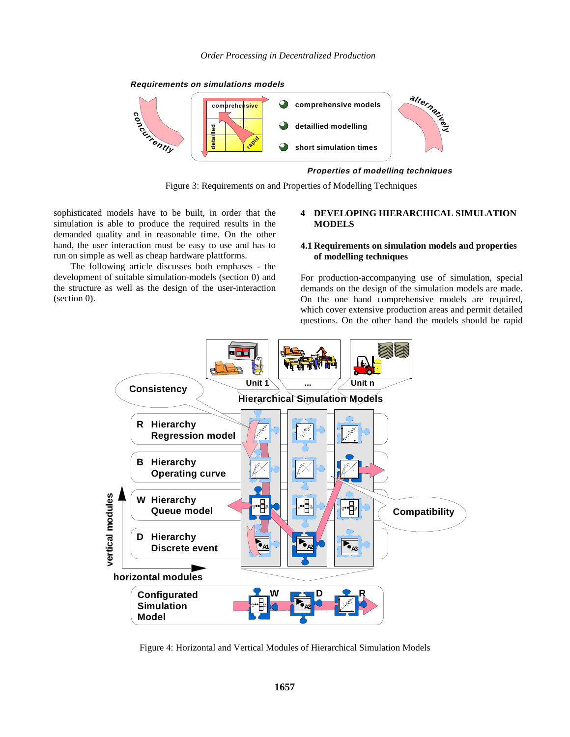Figure 3: Requirements on and Properties of Modelling Techniques

sophisticated models have to be built, in order that the simulation is able to produce the required results in the demanded quality and in reasonable time. On the other hand, the user interaction must be easy to use and has to run on simple as well as cheap hardware plattforms.

The following article discusses both emphases - the development of suitable simulation-models (section 0) and the structure as well as the design of the user-interaction (section 0).

## 4 DEVELOPING HIERARCHICAL SIMULATION MODELS

### 4.1 Requirements on simulation models and properties of modelling techniques

For production-accompanying use of simulation, special demands on the design of the simulation models are made. On the one hand comprehensive models are required, which cover extensive production areas and permit detailed questions. On the other hand the models should be rapid

Figure 4: Horizontal and Vertical Modules of Hierarchical Simulation Models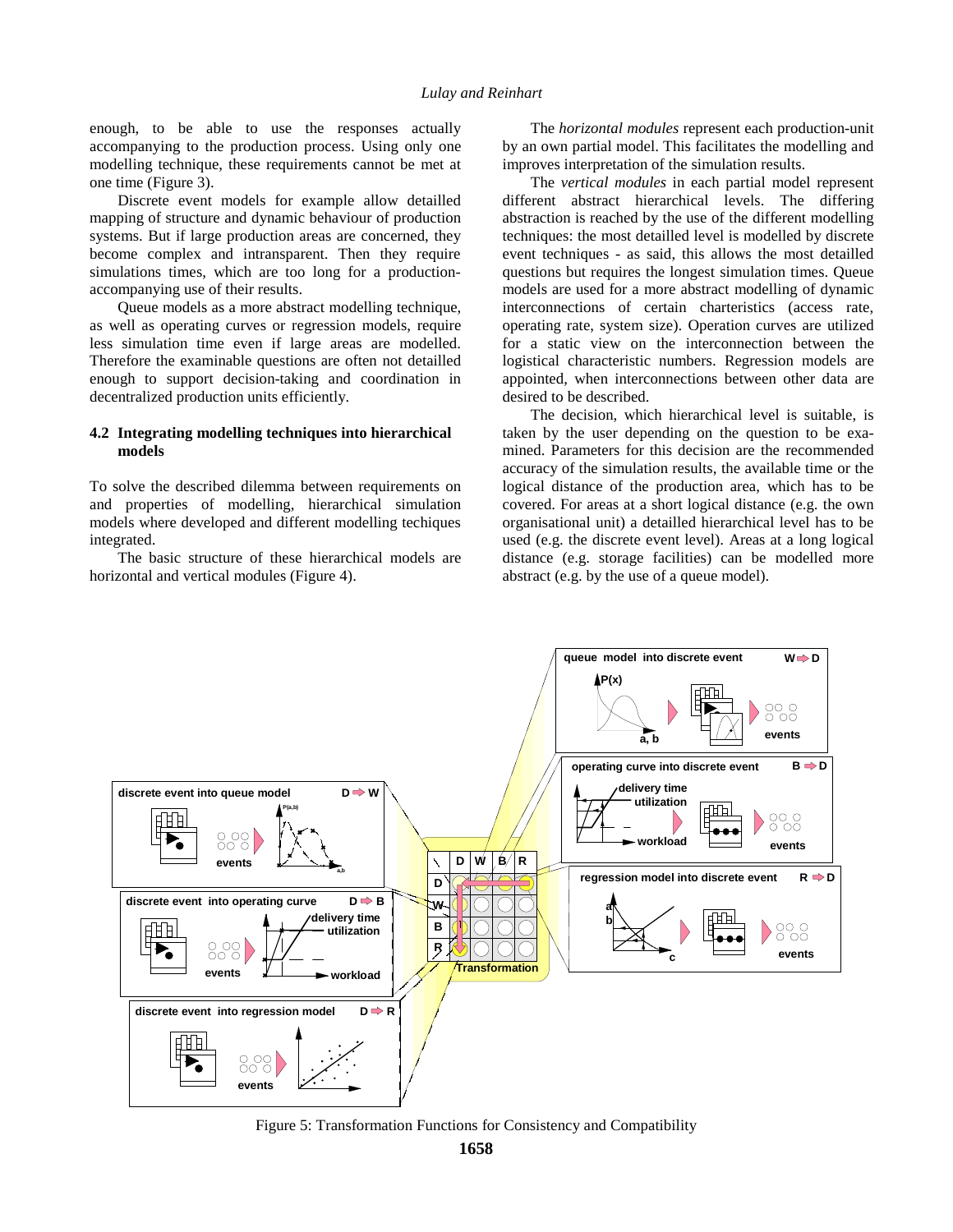enough, to be able to use the responses actually accompanying to the production process. Using only one modelling technique, these requirements cannot be met at one time (Figure 3).

Discrete event models for example allow detailled mapping of structure and dynamic behaviour of production systems. But if large production areas are concerned, they become complex and intransparent. Then they require simulations times, which are too long for a production-accompanying use of their results.

Queue models as a more abstract modelling technique, as well as operating curves or regression models, require less simulation time even if large areas are modelled. Therefore the examinable questions are often not detailled enough to support decision-taking and coordination in decentralized production units efficiently.

### 4.2 Integrating modelling techniques into hierarchical models

To solve the described dilemma between requirements on and properties of modelling, hierarchical simulation models where developed and different modelling techiques integrated.

The basic structure of these hierarchical models are horizontal and vertical modules (Figure 4).

The *horizontal modules* represent each production-unit by an own partial model. This facilitates the modelling and improves interpretation of the simulation results.

The *vertical modules* in each partial model represent different abstract hierarchical levels. The differing abstraction is reached by the use of the different modelling techniques: the most detailled level is modelled by discrete event techniques - as said, this allows the most detailled questions but requires the longest simulation times. Queue models are used for a more abstract modelling of dynamic interconnections of certain charteristics (access rate, operating rate, system size). Operation curves are utilized for a static view on the interconnection between the logistical characteristic numbers. Regression models are appointed, when interconnections between other data are desired to be described.

The decision, which hierarchical level is suitable, is taken by the user depending on the question to be examined. Parameters for this decision are the recommended accuracy of the simulation results, the available time or the logical distance of the production area, which has to be covered. For areas at a short logical distance (e.g. the own organisational unit) a detailled hierarchical level has to be used (e.g. the discrete event level). Areas at a long logical distance (e.g. storage facilities) can be modelled more abstract (e.g. by the use of a queue model).

Figure 5: Transformation Functions for Consistency and Compatibility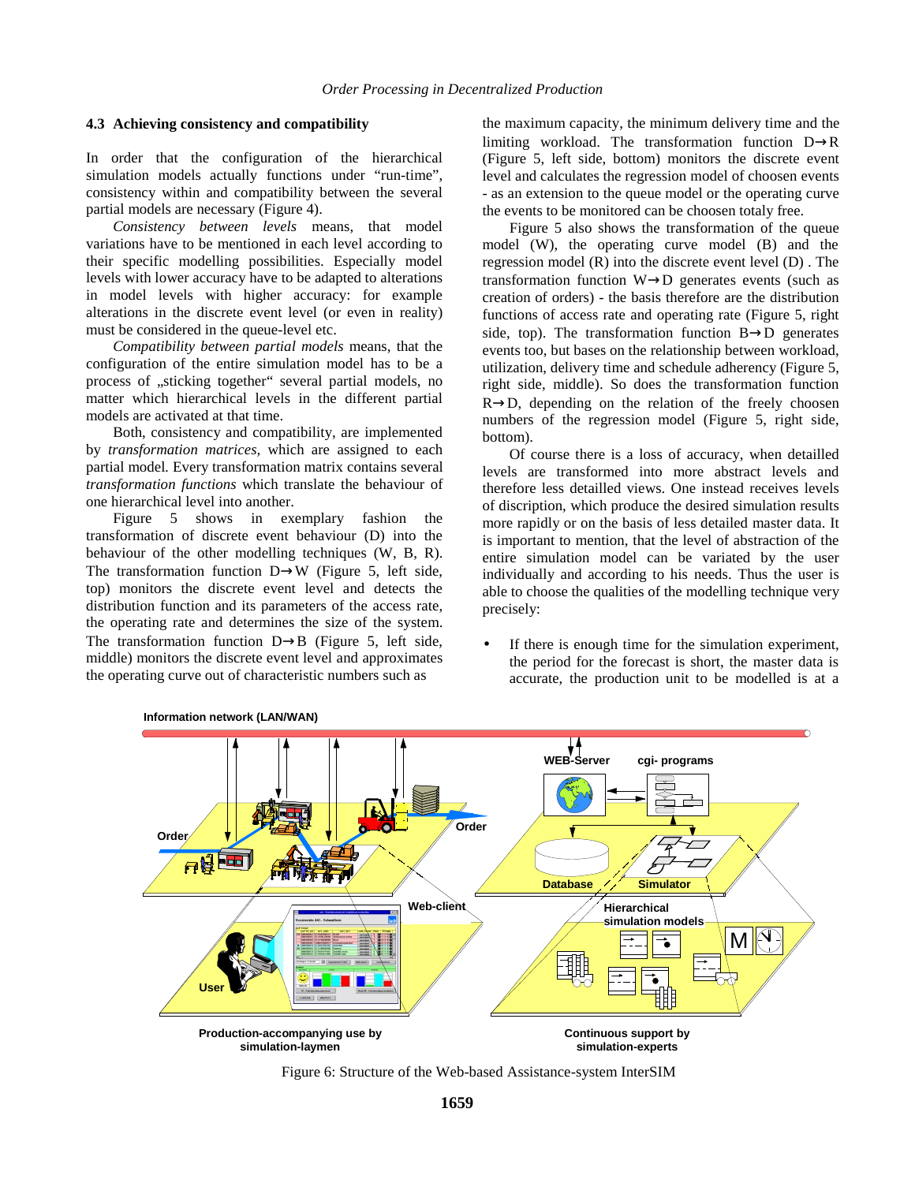### 4.3 Achieving consistency and compatibility

In order that the configuration of the hierarchical simulation models actually functions under "run-time", consistency within and compatibility between the several partial models are necessary (Figure 4).

*Consistency between levels* means, that model variations have to be mentioned in each level according to their specific modelling possibilities. Especially model levels with lower accuracy have to be adapted to alterations in model levels with higher accuracy: for example alterations in the discrete event level (or even in reality) must be considered in the queue-level etc.

*Compatibility between partial models* means, that the configuration of the entire simulation model has to be a process of „sticking together" several partial models, no matter which hierarchical levels in the different partial models are activated at that time.

Both, consistency and compatibility, are implemented by *transformation matrices*, which are assigned to each partial model. Every transformation matrix contains several *transformation functions* which translate the behaviour of one hierarchical level into another.

Figure 5 shows in exemplary fashion the transformation of discrete event behaviour (D) into the behaviour of the other modelling techniques (W, B, R). The transformation function D→W (Figure 5, left side, top) monitors the discrete event level and detects the distribution function and its parameters of the access rate, the operating rate and determines the size of the system. The transformation function D→B (Figure 5, left side, middle) monitors the discrete event level and approximates the operating curve out of characteristic numbers such as the maximum capacity, the minimum delivery time and the limiting workload. The transformation function D→R (Figure 5, left side, bottom) monitors the discrete event level and calculates the regression model of choosen events - as an extension to the queue model or the operating curve the events to be monitored can be choosen totaly free.

Figure 5 also shows the transformation of the queue model (W), the operating curve model (B) and the regression model (R) into the discrete event level (D) . The transformation function W→D generates events (such as creation of orders) - the basis therefore are the distribution functions of access rate and operating rate (Figure 5, right side, top). The transformation function B→D generates events too, but bases on the relationship between workload, utilization, delivery time and schedule adherency (Figure 5, right side, middle). So does the transformation function R→D, depending on the relation of the freely choosen numbers of the regression model (Figure 5, right side, bottom).

Of course there is a loss of accuracy, when detailled levels are transformed into more abstract levels and therefore less detailled views. One instead receives levels of discription, which produce the desired simulation results more rapidly or on the basis of less detailed master data. It is important to mention, that the level of abstraction of the entire simulation model can be variated by the user individually and according to his needs. Thus the user is able to choose the qualities of the modelling technique very precisely:

- If there is enough time for the simulation experiment, the period for the forecast is short, the master data is accurate, the production unit to be modelled is at a

Figure 6: Structure of the Web-based Assistance-system InterSIM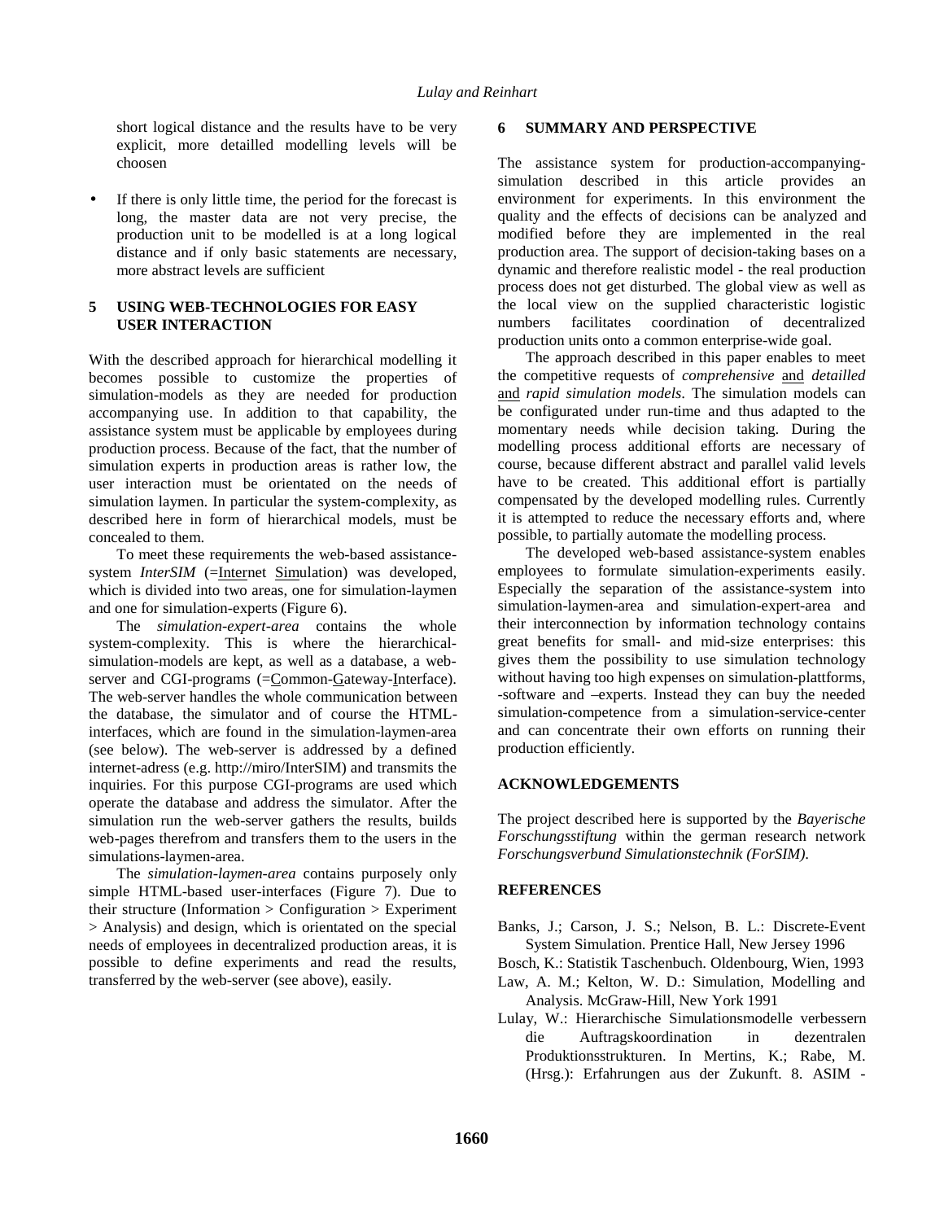short logical distance and the results have to be very explicit, more detailled modelling levels will be choosen

- If there is only little time, the period for the forecast is long, the master data are not very precise, the production unit to be modelled is at a long logical distance and if only basic statements are necessary, more abstract levels are sufficient

## 5 USING WEB-TECHNOLOGIES FOR EASY USER INTERACTION

With the described approach for hierarchical modelling it becomes possible to customize the properties of simulation-models as they are needed for production accompanying use. In addition to that capability, the assistance system must be applicable by employees during production process. Because of the fact, that the number of simulation experts in production areas is rather low, the user interaction must be orientated on the needs of simulation laymen. In particular the system-complexity, as described here in form of hierarchical models, must be concealed to them.

To meet these requirements the web-based assistance-system *InterSIM* (=Internet Simulation) was developed, which is divided into two areas, one for simulation-laymen and one for simulation-experts (Figure 6).

The *simulation-expert-area* contains the whole system-complexity. This is where the hierarchical-simulation-models are kept, as well as a database, a web-server and CGI-programs (=Common-Gateway-Interface). The web-server handles the whole communication between the database, the simulator and of course the HTML-interfaces, which are found in the simulation-laymen-area (see below). The web-server is addressed by a defined internet-adress (e.g. http://miro/InterSIM) and transmits the inquiries. For this purpose CGI-programs are used which operate the database and address the simulator. After the simulation run the web-server gathers the results, builds web-pages therefrom and transfers them to the users in the simulations-laymen-area.

The *simulation-laymen-area* contains purposely only simple HTML-based user-interfaces (Figure 7). Due to their structure (Information > Configuration > Experiment > Analysis) and design, which is orientated on the special needs of employees in decentralized production areas, it is possible to define experiments and read the results, transferred by the web-server (see above), easily.

## 6 SUMMARY AND PERSPECTIVE

The assistance system for production-accompanying-simulation described in this article provides an environment for experiments. In this environment the quality and the effects of decisions can be analyzed and modified before they are implemented in the real production area. The support of decision-taking bases on a dynamic and therefore realistic model - the real production process does not get disturbed. The global view as well as the local view on the supplied characteristic logistic numbers facilitates coordination of decentralized production units onto a common enterprise-wide goal.

The approach described in this paper enables to meet the competitive requests of *comprehensive* and *detailled* and *rapid simulation models*. The simulation models can be configurated under run-time and thus adapted to the momentary needs while decision taking. During the modelling process additional efforts are necessary of course, because different abstract and parallel valid levels have to be created. This additional effort is partially compensated by the developed modelling rules. Currently it is attempted to reduce the necessary efforts and, where possible, to partially automate the modelling process.

The developed web-based assistance-system enables employees to formulate simulation-experiments easily. Especially the separation of the assistance-system into simulation-laymen-area and simulation-expert-area and their interconnection by information technology contains great benefits for small- and mid-size enterprises: this gives them the possibility to use simulation technology without having too high expenses on simulation-plattforms, -software and –experts. Instead they can buy the needed simulation-competence from a simulation-service-center and can concentrate their own efforts on running their production efficiently.

## ACKNOWLEDGEMENTS

The project described here is supported by the *Bayerische Forschungsstiftung* within the german research network *Forschungsverbund Simulationstechnik (ForSIM).*

## REFERENCES

Banks, J.; Carson, J. S.; Nelson, B. L.: Discrete-Event System Simulation. Prentice Hall, New Jersey 1996

Bosch, K.: Statistik Taschenbuch. Oldenbourg, Wien, 1993

Law, A. M.; Kelton, W. D.: Simulation, Modelling and Analysis. McGraw-Hill, New York 1991

Lulay, W.: Hierarchische Simulationsmodelle verbessern die Auftragskoordination in dezentralen Produktionsstrukturen. In Mertins, K.; Rabe, M. (Hrsg.): Erfahrungen aus der Zukunft. 8. ASIM -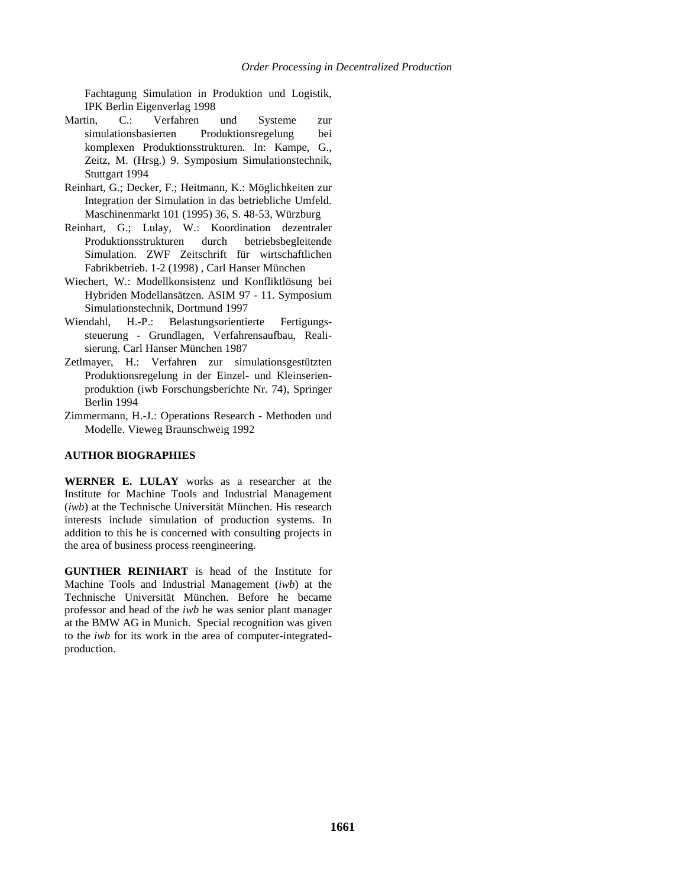Fachtagung Simulation in Produktion und Logistik, IPK Berlin Eigenverlag 1998

Martin, C.: Verfahren und Systeme zur simulationsbasierten Produktionsregelung bei komplexen Produktionsstrukturen. In: Kampe, G., Zeitz, M. (Hrsg.) 9. Symposium Simulationstechnik, Stuttgart 1994

Reinhart, G.; Decker, F.; Heitmann, K.: Möglichkeiten zur Integration der Simulation in das betriebliche Umfeld. Maschinenmarkt 101 (1995) 36, S. 48-53, Würzburg

Reinhart, G.; Lulay, W.: Koordination dezentraler Produktionsstrukturen durch betriebsbegleitende Simulation. ZWF Zeitschrift für wirtschaftlichen Fabrikbetrieb. 1-2 (1998) , Carl Hanser München

Wiechert, W.: Modellkonsistenz und Konfliktlösung bei Hybriden Modellansätzen. ASIM 97 - 11. Symposium Simulationstechnik, Dortmund 1997

Wiendahl, H.-P.: Belastungsorientierte Fertigungssteuerung - Grundlagen, Verfahrensaufbau, Realisierung. Carl Hanser München 1987

Zetlmayer, H.: Verfahren zur simulationsgestützten Produktionsregelung in der Einzel- und Kleinserienproduktion (iwb Forschungsberichte Nr. 74), Springer Berlin 1994

Zimmermann, H.-J.: Operations Research - Methoden und Modelle. Vieweg Braunschweig 1992

## AUTHOR BIOGRAPHIES

**WERNER E. LULAY** works as a researcher at the Institute for Machine Tools and Industrial Management (*iwb*) at the Technische Universität München. His research interests include simulation of production systems. In addition to this he is concerned with consulting projects in the area of business process reengineering.

**GUNTHER REINHART** is head of the Institute for Machine Tools and Industrial Management (*iwb*) at the Technische Universität München. Before he became professor and head of the *iwb* he was senior plant manager at the BMW AG in Munich. Special recognition was given to the *iwb* for its work in the area of computer-integrated-production.